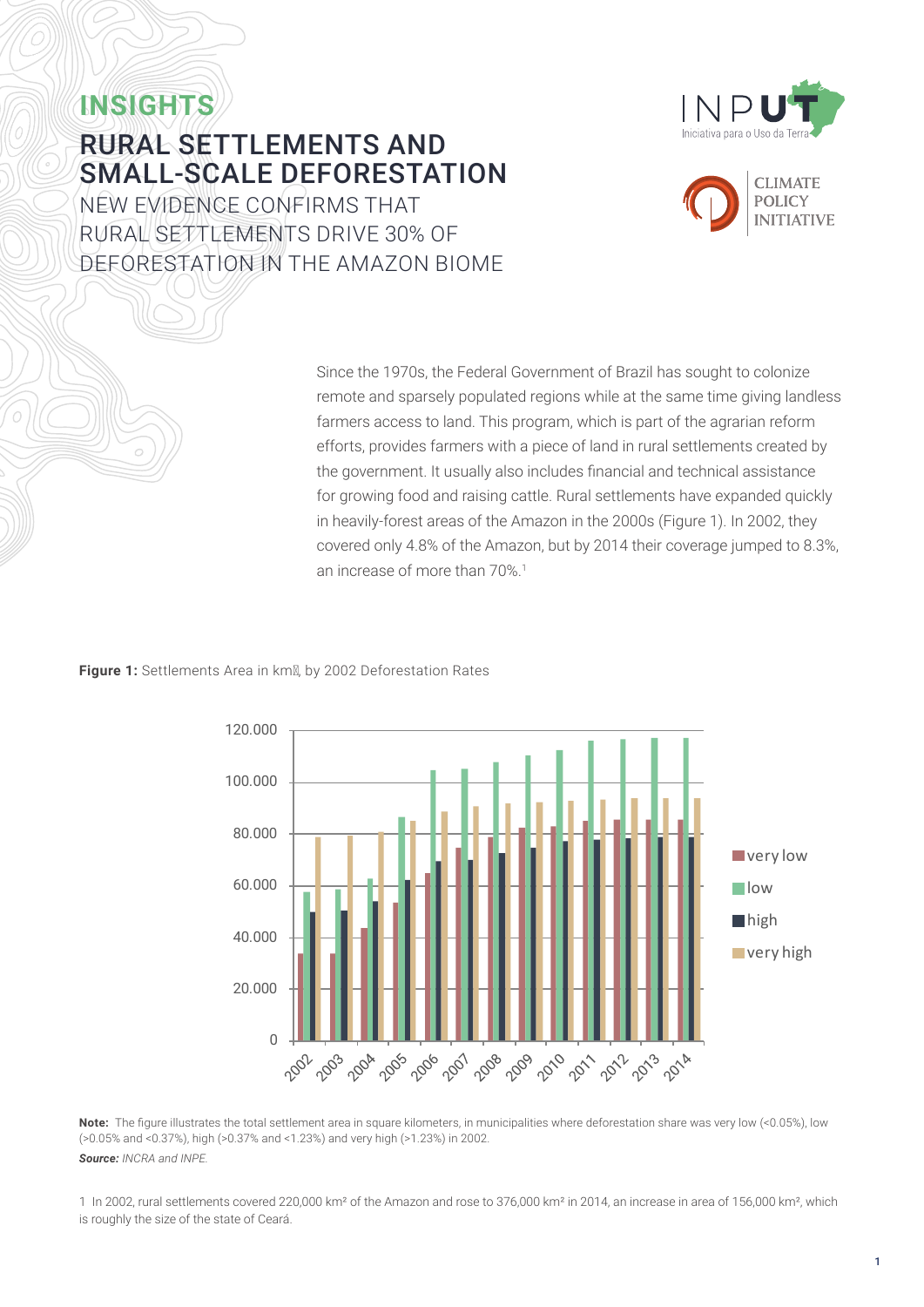# INSIGHTS

## RURAL SETTLEMENTS AND SMALL-SCALE DEFORESTATION

NEW EVIDENCE CONFIRMS THAT RURAL SETTLEMENTS DRIVE 30% OF DEFORESTATION IN THE AMAZON BIOME

Since the 1970s, the Federal Government of Brazil has sought to colonize remote and sparsely populated regions while at the same time giving landless farmers access to land. This program, which is part of the agrarian reform efforts, provides farmers with a piece of land in rural settlements created by the government. It usually also includes financial and technical assistance for growing food and raising cattle. Rural settlements have expanded quickly in heavily-forest areas of the Amazon in the 2000s (Figure 1). In 2002, they covered only 4.8% of the Amazon, but by 2014 their coverage jumped to 8.3%, an increase of more than 70%.[1]

**Figure 1:** Settlements Area in km², by 2002 Deforestation Rates

**Note:** The figure illustrates the total settlement area in square kilometers, in municipalities where deforestation share was very low (<0.05%), low (>0.05% and <0.37%), high (>0.37% and <1.23%) and very high (>1.23%) in 2002.

***Source:*** *INCRA and INPE.*

1 In 2002, rural settlements covered 220,000 km² of the Amazon and rose to 376,000 km² in 2014, an increase in area of 156,000 km², which is roughly the size of the state of Ceará.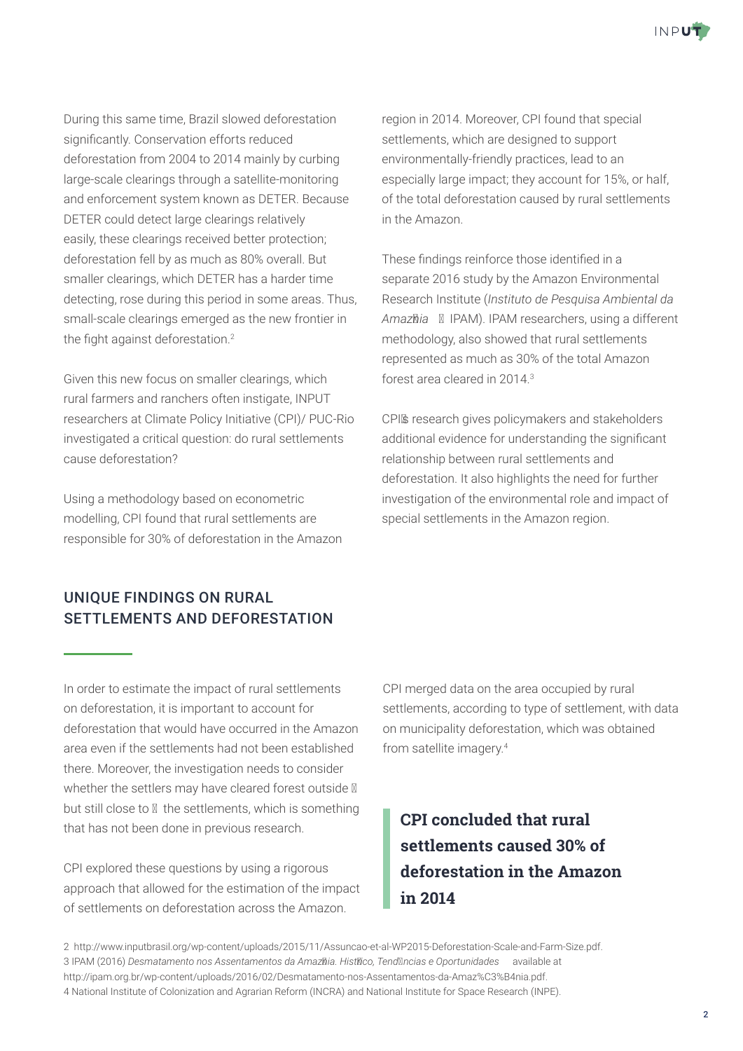During this same time, Brazil slowed deforestation significantly. Conservation efforts reduced deforestation from 2004 to 2014 mainly by curbing large-scale clearings through a satellite-monitoring and enforcement system known as DETER. Because DETER could detect large clearings relatively easily, these clearings received better protection; deforestation fell by as much as 80% overall. But smaller clearings, which DETER has a harder time detecting, rose during this period in some areas. Thus, small-scale clearings emerged as the new frontier in the fight against deforestation.[2]

Given this new focus on smaller clearings, which rural farmers and ranchers often instigate, INPUT researchers at Climate Policy Initiative (CPI)/ PUC-Rio investigated a critical question: do rural settlements cause deforestation?

Using a methodology based on econometric modelling, CPI found that rural settlements are responsible for 30% of deforestation in the Amazon region in 2014. Moreover, CPI found that special settlements, which are designed to support environmentally-friendly practices, lead to an especially large impact; they account for 15%, or half, of the total deforestation caused by rural settlements in the Amazon.

These findings reinforce those identified in a separate 2016 study by the Amazon Environmental Research Institute (*Instituto de Pesquisa Ambiental da Amazônia* – IPAM). IPAM researchers, using a different methodology, also showed that rural settlements represented as much as 30% of the total Amazon forest area cleared in 2014.[3]

CPI's research gives policymakers and stakeholders additional evidence for understanding the significant relationship between rural settlements and deforestation. It also highlights the need for further investigation of the environmental role and impact of special settlements in the Amazon region.

## UNIQUE FINDINGS ON RURAL SETTLEMENTS AND DEFORESTATION

In order to estimate the impact of rural settlements on deforestation, it is important to account for deforestation that would have occurred in the Amazon area even if the settlements had not been established there. Moreover, the investigation needs to consider whether the settlers may have cleared forest outside – but still close to – the settlements, which is something that has not been done in previous research.

CPI explored these questions by using a rigorous approach that allowed for the estimation of the impact of settlements on deforestation across the Amazon. CPI merged data on the area occupied by rural settlements, according to type of settlement, with data on municipality deforestation, which was obtained from satellite imagery.[4]

> **CPI concluded that rural settlements caused 30% of deforestation in the Amazon in 2014**

2 http://www.inputbrasil.org/wp-content/uploads/2015/11/Assuncao-et-al-WP2015-Deforestation-Scale-and-Farm-Size.pdf.
3 IPAM (2016) *Desmatamento nos Assentamentos da Amazônia. Histórico, Tendências e Oportunidades* available at http://ipam.org.br/wp-content/uploads/2016/02/Desmatamento-nos-Assentamentos-da-Amaz%C3%B4nia.pdf.
4 National Institute of Colonization and Agrarian Reform (INCRA) and National Institute for Space Research (INPE).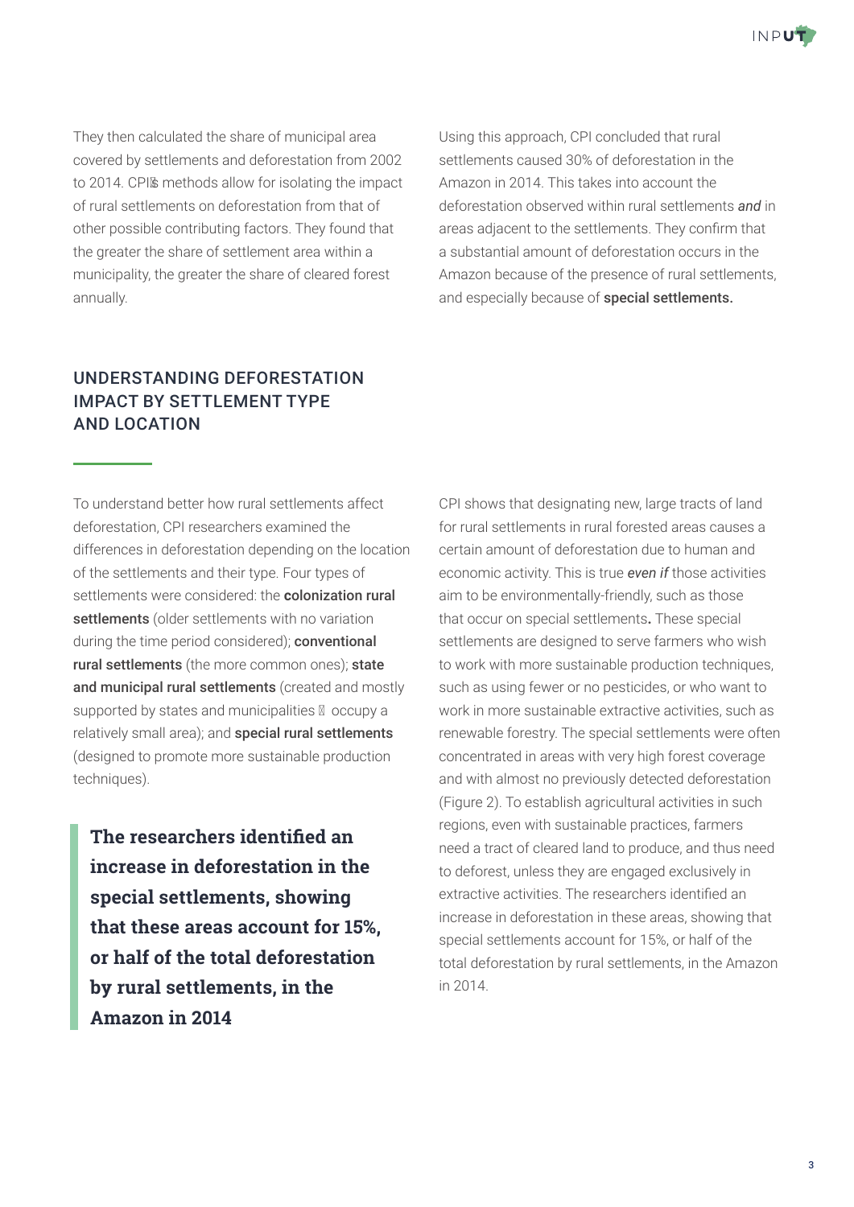They then calculated the share of municipal area covered by settlements and deforestation from 2002 to 2014. CPI's methods allow for isolating the impact of rural settlements on deforestation from that of other possible contributing factors. They found that the greater the share of settlement area within a municipality, the greater the share of cleared forest annually.

Using this approach, CPI concluded that rural settlements caused 30% of deforestation in the Amazon in 2014. This takes into account the deforestation observed within rural settlements ***and*** in areas adjacent to the settlements. They confirm that a substantial amount of deforestation occurs in the Amazon because of the presence of rural settlements, and especially because of **special settlements.**

## UNDERSTANDING DEFORESTATION IMPACT BY SETTLEMENT TYPE AND LOCATION

To understand better how rural settlements affect deforestation, CPI researchers examined the differences in deforestation depending on the location of the settlements and their type. Four types of settlements were considered: the **colonization rural settlements** (older settlements with no variation during the time period considered); **conventional rural settlements** (the more common ones); **state and municipal rural settlements** (created and mostly supported by states and municipalities – occupy a relatively small area); and **special rural settlements** (designed to promote more sustainable production techniques).

> **The researchers identified an increase in deforestation in the special settlements, showing that these areas account for 15%, or half of the total deforestation by rural settlements, in the Amazon in 2014**

CPI shows that designating new, large tracts of land for rural settlements in rural forested areas causes a certain amount of deforestation due to human and economic activity. This is true ***even if*** those activities aim to be environmentally-friendly, such as those that occur on special settlements**.** These special settlements are designed to serve farmers who wish to work with more sustainable production techniques, such as using fewer or no pesticides, or who want to work in more sustainable extractive activities, such as renewable forestry. The special settlements were often concentrated in areas with very high forest coverage and with almost no previously detected deforestation (Figure 2). To establish agricultural activities in such regions, even with sustainable practices, farmers need a tract of cleared land to produce, and thus need to deforest, unless they are engaged exclusively in extractive activities. The researchers identified an increase in deforestation in these areas, showing that special settlements account for 15%, or half of the total deforestation by rural settlements, in the Amazon in 2014.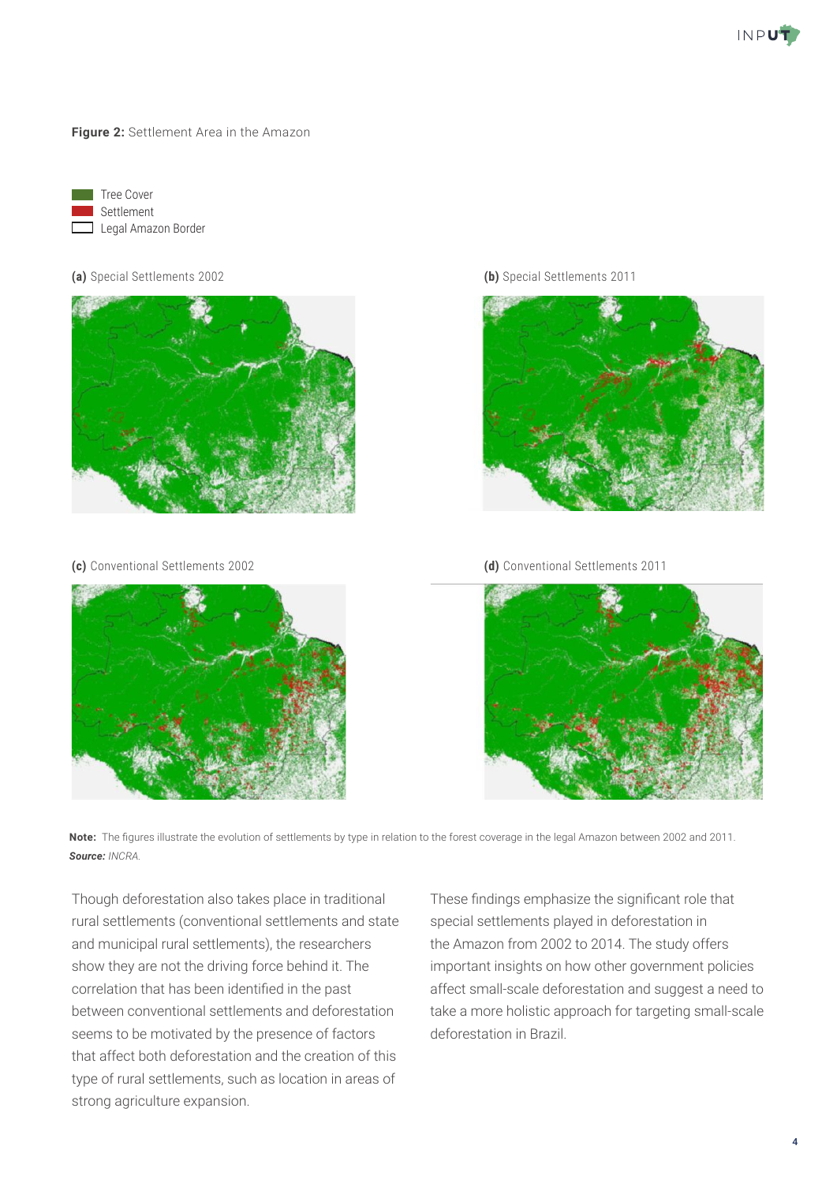**Figure 2:** Settlement Area in the Amazon

Tree Cover
Settlement
Legal Amazon Border

**(a)** Special Settlements 2002

**(b)** Special Settlements 2011

**(c)** Conventional Settlements 2002

**(d)** Conventional Settlements 2011

**Note:** The figures illustrate the evolution of settlements by type in relation to the forest coverage in the legal Amazon between 2002 and 2011.
***Source:*** *INCRA.*

Though deforestation also takes place in traditional rural settlements (conventional settlements and state and municipal rural settlements), the researchers show they are not the driving force behind it. The correlation that has been identified in the past between conventional settlements and deforestation seems to be motivated by the presence of factors that affect both deforestation and the creation of this type of rural settlements, such as location in areas of strong agriculture expansion.

These findings emphasize the significant role that special settlements played in deforestation in the Amazon from 2002 to 2014. The study offers important insights on how other government policies affect small-scale deforestation and suggest a need to take a more holistic approach for targeting small-scale deforestation in Brazil.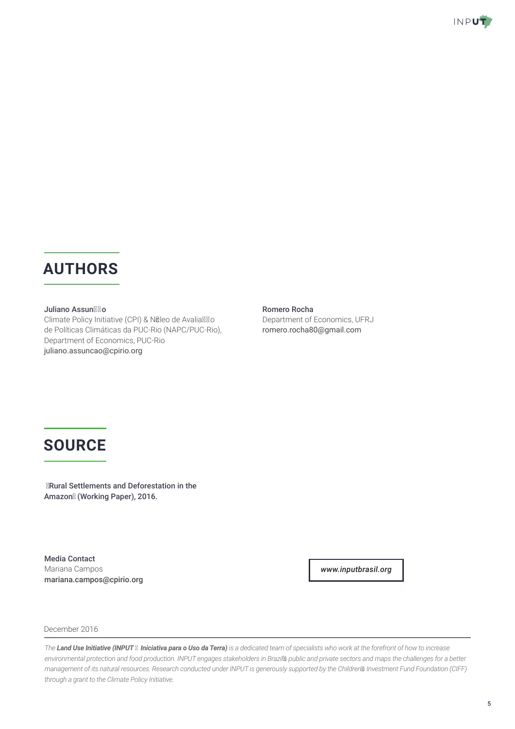## AUTHORS

**Juliano Assunção**
Climate Policy Initiative (CPI) & Núcleo de Avaliação de Políticas Climáticas da PUC-Rio (NAPC/PUC-Rio), Department of Economics, PUC-Rio
juliano.assuncao@cpirio.org

**Romero Rocha**
Department of Economics, UFRJ
romero.rocha80@gmail.com

## SOURCE

**"Rural Settlements and Deforestation in the Amazon" (Working Paper), 2016.**

**Media Contact**
Mariana Campos
mariana.campos@cpirio.org

*www.inputbrasil.org*

December 2016

*The **Land Use Initiative (INPUT – Iniciativa para o Uso da Terra)** is a dedicated team of specialists who work at the forefront of how to increase environmental protection and food production. INPUT engages stakeholders in Brazil's public and private sectors and maps the challenges for a better management of its natural resources. Research conducted under INPUT is generously supported by the Children's Investment Fund Foundation (CIFF) through a grant to the Climate Policy Initiative.*